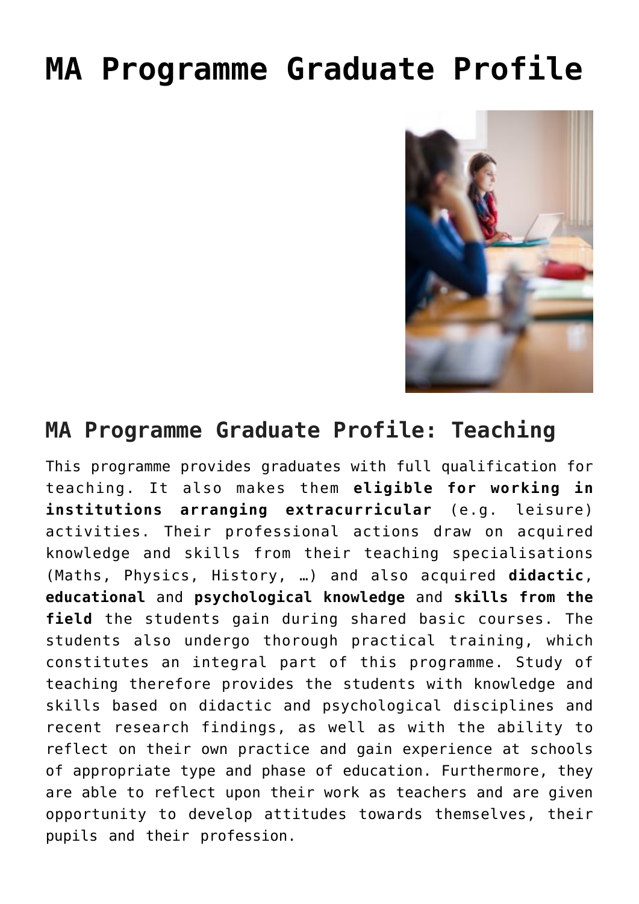# MA Programme Graduate Profile

## MA Programme Graduate Profile: Teaching

This programme provides graduates with full qualification for teaching. It also makes them **eligible for working in institutions arranging extracurricular** (e.g. leisure) activities. Their professional actions draw on acquired knowledge and skills from their teaching specialisations (Maths, Physics, History, …) and also acquired **didactic**, **educational** and **psychological knowledge** and **skills from the field** the students gain during shared basic courses. The students also undergo thorough practical training, which constitutes an integral part of this programme. Study of teaching therefore provides the students with knowledge and skills based on didactic and psychological disciplines and recent research findings, as well as with the ability to reflect on their own practice and gain experience at schools of appropriate type and phase of education. Furthermore, they are able to reflect upon their work as teachers and are given opportunity to develop attitudes towards themselves, their pupils and their profession.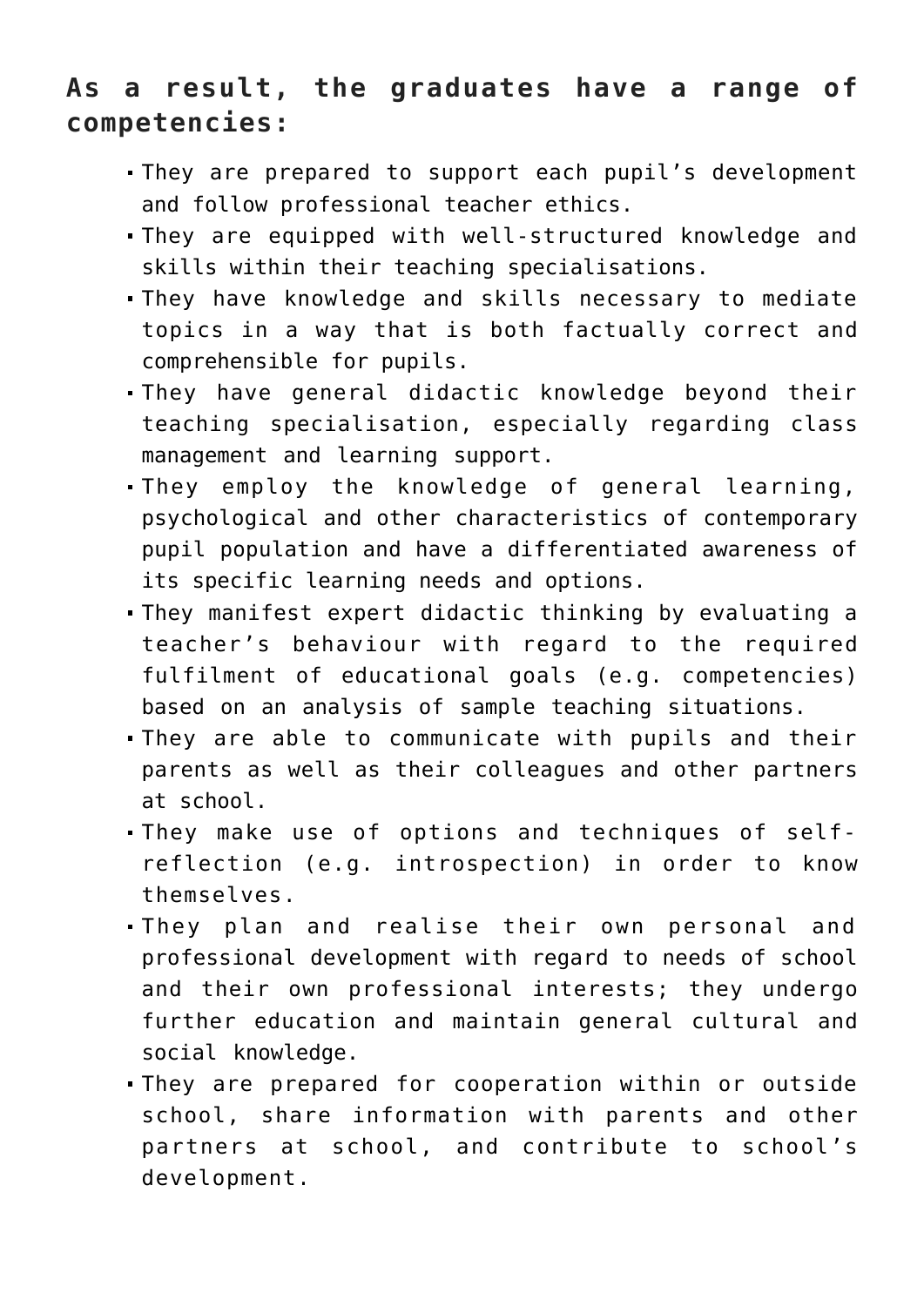### As a result, the graduates have a range of competencies:

- They are prepared to support each pupil's development and follow professional teacher ethics.
- They are equipped with well-structured knowledge and skills within their teaching specialisations.
- They have knowledge and skills necessary to mediate topics in a way that is both factually correct and comprehensible for pupils.
- They have general didactic knowledge beyond their teaching specialisation, especially regarding class management and learning support.
- They employ the knowledge of general learning, psychological and other characteristics of contemporary pupil population and have a differentiated awareness of its specific learning needs and options.
- They manifest expert didactic thinking by evaluating a teacher's behaviour with regard to the required fulfilment of educational goals (e.g. competencies) based on an analysis of sample teaching situations.
- They are able to communicate with pupils and their parents as well as their colleagues and other partners at school.
- They make use of options and techniques of self-reflection (e.g. introspection) in order to know themselves.
- They plan and realise their own personal and professional development with regard to needs of school and their own professional interests; they undergo further education and maintain general cultural and social knowledge.
- They are prepared for cooperation within or outside school, share information with parents and other partners at school, and contribute to school's development.